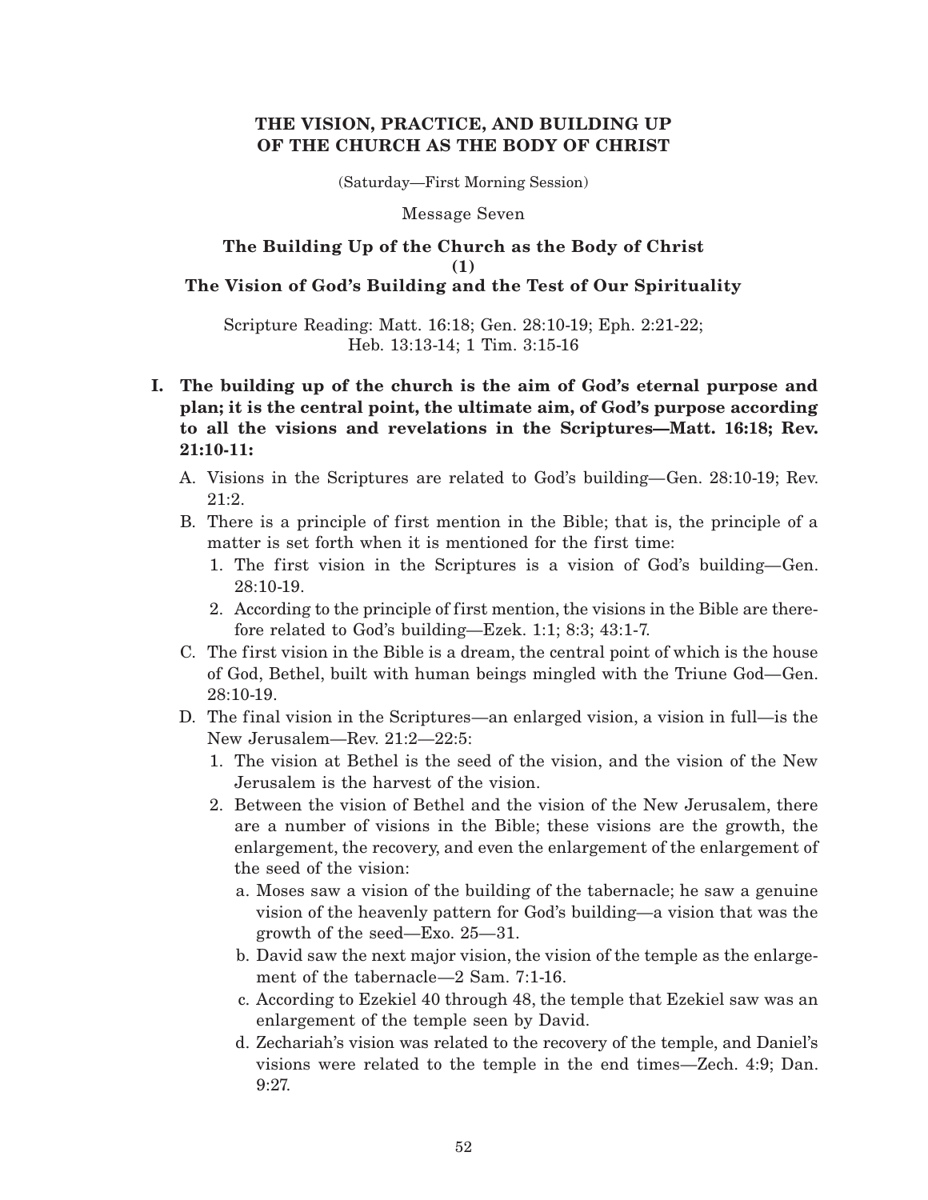# THE VISION, PRACTICE, AND BUILDING UP OF THE CHURCH AS THE BODY OF CHRIST

(Saturday—First Morning Session)

Message Seven

## The Building Up of the Church as the Body of Christ (1) The Vision of God's Building and the Test of Our Spirituality

Scripture Reading: Matt. 16:18; Gen. 28:10-19; Eph. 2:21-22; Heb. 13:13-14; 1 Tim. 3:15-16

**I. The building up of the church is the aim of God's eternal purpose and plan; it is the central point, the ultimate aim, of God's purpose according to all the visions and revelations in the Scriptures—Matt. 16:18; Rev. 21:10-11:**

A. Visions in the Scriptures are related to God's building—Gen. 28:10-19; Rev. 21:2.

B. There is a principle of first mention in the Bible; that is, the principle of a matter is set forth when it is mentioned for the first time:

1. The first vision in the Scriptures is a vision of God's building—Gen. 28:10-19.
2. According to the principle of first mention, the visions in the Bible are therefore related to God's building—Ezek. 1:1; 8:3; 43:1-7.

C. The first vision in the Bible is a dream, the central point of which is the house of God, Bethel, built with human beings mingled with the Triune God—Gen. 28:10-19.

D. The final vision in the Scriptures—an enlarged vision, a vision in full—is the New Jerusalem—Rev. 21:2—22:5:

1. The vision at Bethel is the seed of the vision, and the vision of the New Jerusalem is the harvest of the vision.
2. Between the vision of Bethel and the vision of the New Jerusalem, there are a number of visions in the Bible; these visions are the growth, the enlargement, the recovery, and even the enlargement of the enlargement of the seed of the vision:
   a. Moses saw a vision of the building of the tabernacle; he saw a genuine vision of the heavenly pattern for God's building—a vision that was the growth of the seed—Exo. 25—31.
   b. David saw the next major vision, the vision of the temple as the enlargement of the tabernacle—2 Sam. 7:1-16.
   c. According to Ezekiel 40 through 48, the temple that Ezekiel saw was an enlargement of the temple seen by David.
   d. Zechariah's vision was related to the recovery of the temple, and Daniel's visions were related to the temple in the end times—Zech. 4:9; Dan. 9:27.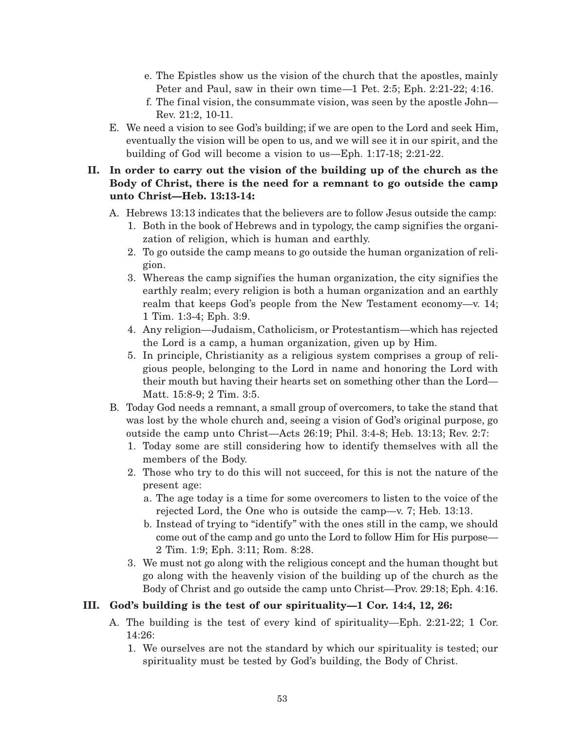- e. The Epistles show us the vision of the church that the apostles, mainly Peter and Paul, saw in their own time—1 Pet. 2:5; Eph. 2:21-22; 4:16.
   - f. The final vision, the consummate vision, was seen by the apostle John—Rev. 21:2, 10-11.

E. We need a vision to see God's building; if we are open to the Lord and seek Him, eventually the vision will be open to us, and we will see it in our spirit, and the building of God will become a vision to us—Eph. 1:17-18; 2:21-22.

## II. In order to carry out the vision of the building up of the church as the Body of Christ, there is the need for a remnant to go outside the camp unto Christ—Heb. 13:13-14:

A. Hebrews 13:13 indicates that the believers are to follow Jesus outside the camp:
   1. Both in the book of Hebrews and in typology, the camp signifies the organization of religion, which is human and earthly.
   2. To go outside the camp means to go outside the human organization of religion.
   3. Whereas the camp signifies the human organization, the city signifies the earthly realm; every religion is both a human organization and an earthly realm that keeps God's people from the New Testament economy—v. 14; 1 Tim. 1:3-4; Eph. 3:9.
   4. Any religion—Judaism, Catholicism, or Protestantism—which has rejected the Lord is a camp, a human organization, given up by Him.
   5. In principle, Christianity as a religious system comprises a group of religious people, belonging to the Lord in name and honoring the Lord with their mouth but having their hearts set on something other than the Lord—Matt. 15:8-9; 2 Tim. 3:5.

B. Today God needs a remnant, a small group of overcomers, to take the stand that was lost by the whole church and, seeing a vision of God's original purpose, go outside the camp unto Christ—Acts 26:19; Phil. 3:4-8; Heb. 13:13; Rev. 2:7:
   1. Today some are still considering how to identify themselves with all the members of the Body.
   2. Those who try to do this will not succeed, for this is not the nature of the present age:
      - a. The age today is a time for some overcomers to listen to the voice of the rejected Lord, the One who is outside the camp—v. 7; Heb. 13:13.
      - b. Instead of trying to "identify" with the ones still in the camp, we should come out of the camp and go unto the Lord to follow Him for His purpose—2 Tim. 1:9; Eph. 3:11; Rom. 8:28.
   3. We must not go along with the religious concept and the human thought but go along with the heavenly vision of the building up of the church as the Body of Christ and go outside the camp unto Christ—Prov. 29:18; Eph. 4:16.

## III. God's building is the test of our spirituality—1 Cor. 14:4, 12, 26:

A. The building is the test of every kind of spirituality—Eph. 2:21-22; 1 Cor. 14:26:
   1. We ourselves are not the standard by which our spirituality is tested; our spirituality must be tested by God's building, the Body of Christ.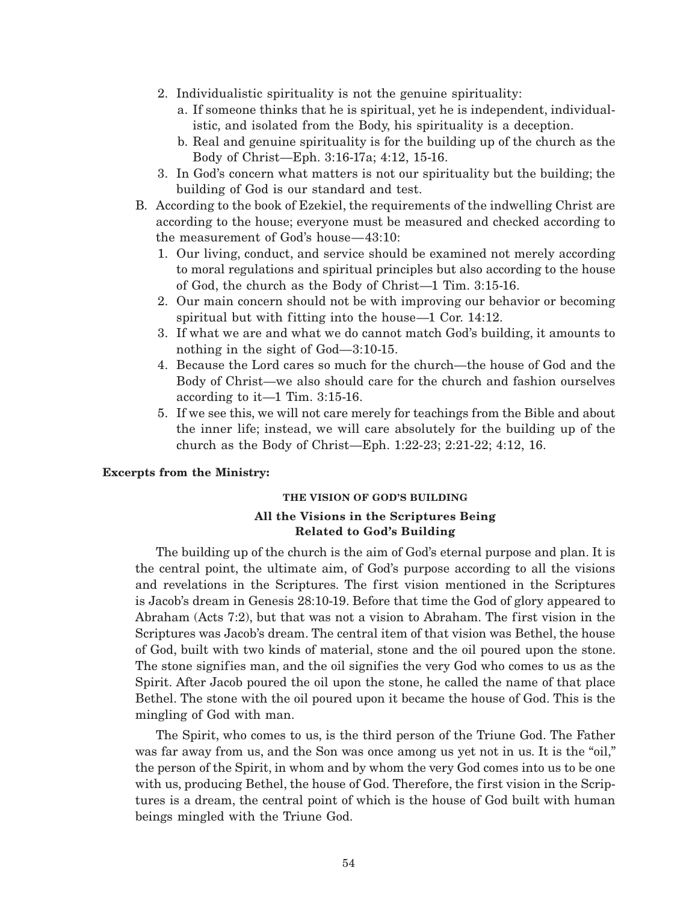2. Individualistic spirituality is not the genuine spirituality:
   a. If someone thinks that he is spiritual, yet he is independent, individualistic, and isolated from the Body, his spirituality is a deception.
   b. Real and genuine spirituality is for the building up of the church as the Body of Christ—Eph. 3:16-17a; 4:12, 15-16.
3. In God's concern what matters is not our spirituality but the building; the building of God is our standard and test.

B. According to the book of Ezekiel, the requirements of the indwelling Christ are according to the house; everyone must be measured and checked according to the measurement of God's house—43:10:
   1. Our living, conduct, and service should be examined not merely according to moral regulations and spiritual principles but also according to the house of God, the church as the Body of Christ—1 Tim. 3:15-16.
   2. Our main concern should not be with improving our behavior or becoming spiritual but with fitting into the house—1 Cor. 14:12.
   3. If what we are and what we do cannot match God's building, it amounts to nothing in the sight of God—3:10-15.
   4. Because the Lord cares so much for the church—the house of God and the Body of Christ—we also should care for the church and fashion ourselves according to it—1 Tim. 3:15-16.
   5. If we see this, we will not care merely for teachings from the Bible and about the inner life; instead, we will care absolutely for the building up of the church as the Body of Christ—Eph. 1:22-23; 2:21-22; 4:12, 16.

**Excerpts from the Ministry:**

#### THE VISION OF GOD'S BUILDING

#### All the Visions in the Scriptures Being Related to God's Building

The building up of the church is the aim of God's eternal purpose and plan. It is the central point, the ultimate aim, of God's purpose according to all the visions and revelations in the Scriptures. The first vision mentioned in the Scriptures is Jacob's dream in Genesis 28:10-19. Before that time the God of glory appeared to Abraham (Acts 7:2), but that was not a vision to Abraham. The first vision in the Scriptures was Jacob's dream. The central item of that vision was Bethel, the house of God, built with two kinds of material, stone and the oil poured upon the stone. The stone signifies man, and the oil signifies the very God who comes to us as the Spirit. After Jacob poured the oil upon the stone, he called the name of that place Bethel. The stone with the oil poured upon it became the house of God. This is the mingling of God with man.

The Spirit, who comes to us, is the third person of the Triune God. The Father was far away from us, and the Son was once among us yet not in us. It is the "oil," the person of the Spirit, in whom and by whom the very God comes into us to be one with us, producing Bethel, the house of God. Therefore, the first vision in the Scriptures is a dream, the central point of which is the house of God built with human beings mingled with the Triune God.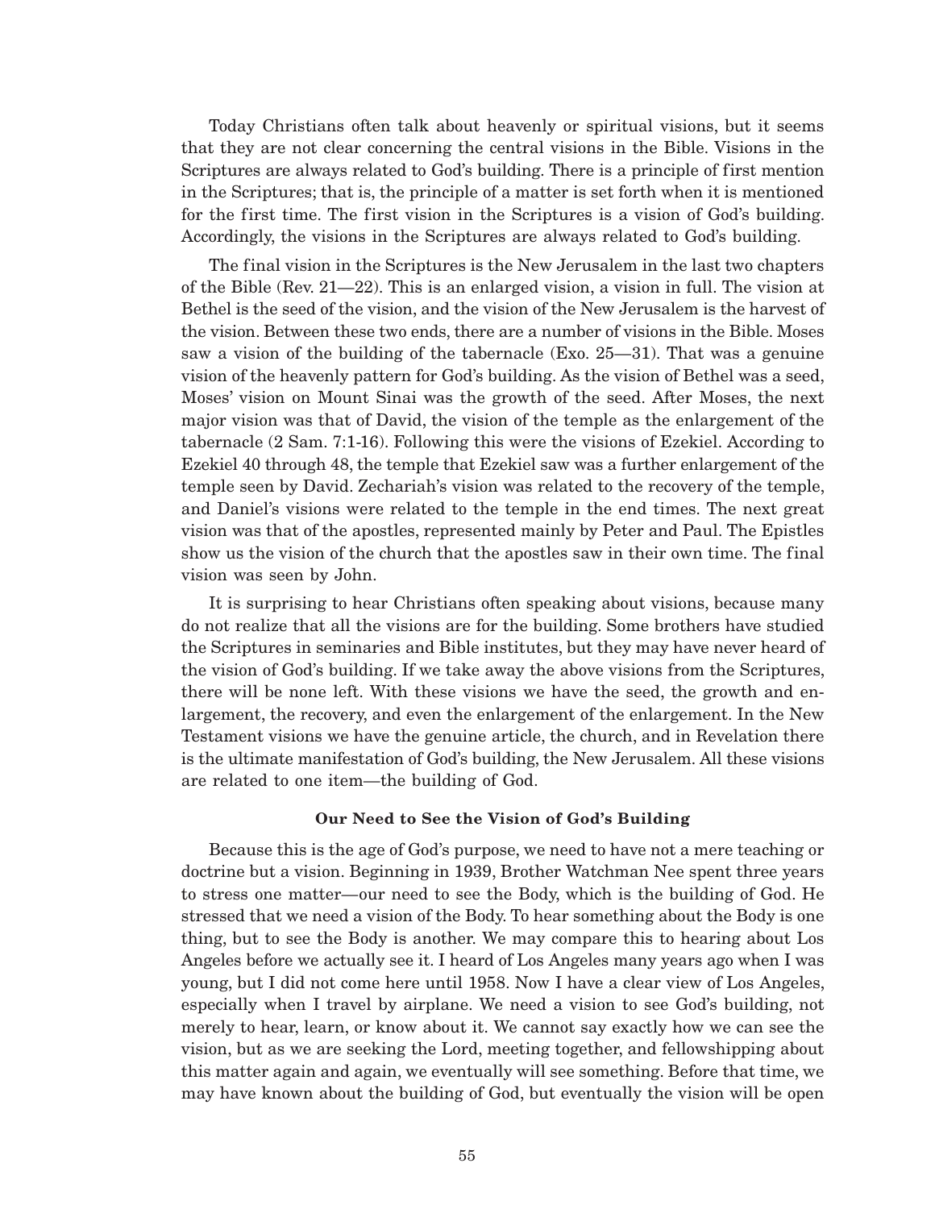Today Christians often talk about heavenly or spiritual visions, but it seems that they are not clear concerning the central visions in the Bible. Visions in the Scriptures are always related to God's building. There is a principle of first mention in the Scriptures; that is, the principle of a matter is set forth when it is mentioned for the first time. The first vision in the Scriptures is a vision of God's building. Accordingly, the visions in the Scriptures are always related to God's building.

The final vision in the Scriptures is the New Jerusalem in the last two chapters of the Bible (Rev. 21—22). This is an enlarged vision, a vision in full. The vision at Bethel is the seed of the vision, and the vision of the New Jerusalem is the harvest of the vision. Between these two ends, there are a number of visions in the Bible. Moses saw a vision of the building of the tabernacle (Exo. 25—31). That was a genuine vision of the heavenly pattern for God's building. As the vision of Bethel was a seed, Moses' vision on Mount Sinai was the growth of the seed. After Moses, the next major vision was that of David, the vision of the temple as the enlargement of the tabernacle (2 Sam. 7:1-16). Following this were the visions of Ezekiel. According to Ezekiel 40 through 48, the temple that Ezekiel saw was a further enlargement of the temple seen by David. Zechariah's vision was related to the recovery of the temple, and Daniel's visions were related to the temple in the end times. The next great vision was that of the apostles, represented mainly by Peter and Paul. The Epistles show us the vision of the church that the apostles saw in their own time. The final vision was seen by John.

It is surprising to hear Christians often speaking about visions, because many do not realize that all the visions are for the building. Some brothers have studied the Scriptures in seminaries and Bible institutes, but they may have never heard of the vision of God's building. If we take away the above visions from the Scriptures, there will be none left. With these visions we have the seed, the growth and enlargement, the recovery, and even the enlargement of the enlargement. In the New Testament visions we have the genuine article, the church, and in Revelation there is the ultimate manifestation of God's building, the New Jerusalem. All these visions are related to one item—the building of God.

### Our Need to See the Vision of God's Building

Because this is the age of God's purpose, we need to have not a mere teaching or doctrine but a vision. Beginning in 1939, Brother Watchman Nee spent three years to stress one matter—our need to see the Body, which is the building of God. He stressed that we need a vision of the Body. To hear something about the Body is one thing, but to see the Body is another. We may compare this to hearing about Los Angeles before we actually see it. I heard of Los Angeles many years ago when I was young, but I did not come here until 1958. Now I have a clear view of Los Angeles, especially when I travel by airplane. We need a vision to see God's building, not merely to hear, learn, or know about it. We cannot say exactly how we can see the vision, but as we are seeking the Lord, meeting together, and fellowshipping about this matter again and again, we eventually will see something. Before that time, we may have known about the building of God, but eventually the vision will be open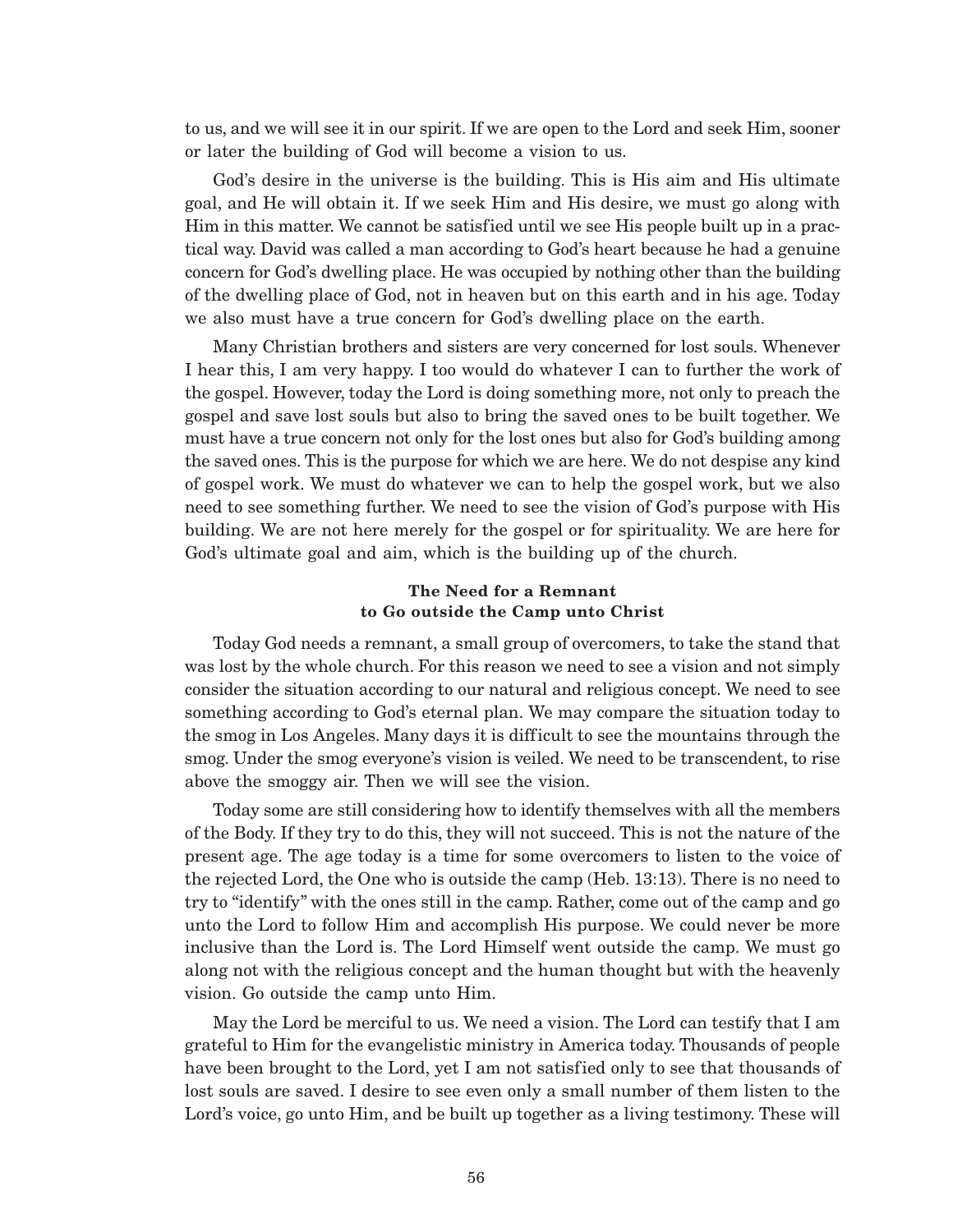to us, and we will see it in our spirit. If we are open to the Lord and seek Him, sooner or later the building of God will become a vision to us.

God's desire in the universe is the building. This is His aim and His ultimate goal, and He will obtain it. If we seek Him and His desire, we must go along with Him in this matter. We cannot be satisfied until we see His people built up in a practical way. David was called a man according to God's heart because he had a genuine concern for God's dwelling place. He was occupied by nothing other than the building of the dwelling place of God, not in heaven but on this earth and in his age. Today we also must have a true concern for God's dwelling place on the earth.

Many Christian brothers and sisters are very concerned for lost souls. Whenever I hear this, I am very happy. I too would do whatever I can to further the work of the gospel. However, today the Lord is doing something more, not only to preach the gospel and save lost souls but also to bring the saved ones to be built together. We must have a true concern not only for the lost ones but also for God's building among the saved ones. This is the purpose for which we are here. We do not despise any kind of gospel work. We must do whatever we can to help the gospel work, but we also need to see something further. We need to see the vision of God's purpose with His building. We are not here merely for the gospel or for spirituality. We are here for God's ultimate goal and aim, which is the building up of the church.

### The Need for a Remnant to Go outside the Camp unto Christ

Today God needs a remnant, a small group of overcomers, to take the stand that was lost by the whole church. For this reason we need to see a vision and not simply consider the situation according to our natural and religious concept. We need to see something according to God's eternal plan. We may compare the situation today to the smog in Los Angeles. Many days it is difficult to see the mountains through the smog. Under the smog everyone's vision is veiled. We need to be transcendent, to rise above the smoggy air. Then we will see the vision.

Today some are still considering how to identify themselves with all the members of the Body. If they try to do this, they will not succeed. This is not the nature of the present age. The age today is a time for some overcomers to listen to the voice of the rejected Lord, the One who is outside the camp (Heb. 13:13). There is no need to try to "identify" with the ones still in the camp. Rather, come out of the camp and go unto the Lord to follow Him and accomplish His purpose. We could never be more inclusive than the Lord is. The Lord Himself went outside the camp. We must go along not with the religious concept and the human thought but with the heavenly vision. Go outside the camp unto Him.

May the Lord be merciful to us. We need a vision. The Lord can testify that I am grateful to Him for the evangelistic ministry in America today. Thousands of people have been brought to the Lord, yet I am not satisfied only to see that thousands of lost souls are saved. I desire to see even only a small number of them listen to the Lord's voice, go unto Him, and be built up together as a living testimony. These will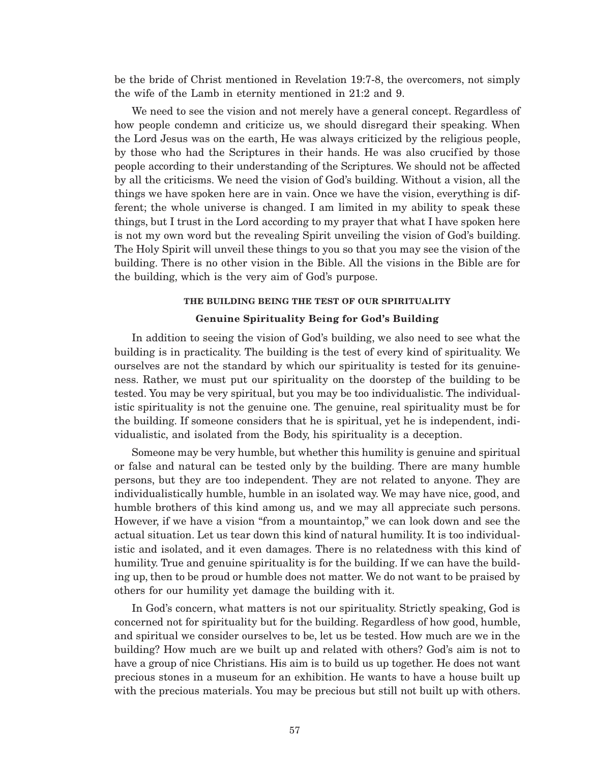be the bride of Christ mentioned in Revelation 19:7-8, the overcomers, not simply the wife of the Lamb in eternity mentioned in 21:2 and 9.

We need to see the vision and not merely have a general concept. Regardless of how people condemn and criticize us, we should disregard their speaking. When the Lord Jesus was on the earth, He was always criticized by the religious people, by those who had the Scriptures in their hands. He was also crucified by those people according to their understanding of the Scriptures. We should not be affected by all the criticisms. We need the vision of God's building. Without a vision, all the things we have spoken here are in vain. Once we have the vision, everything is different; the whole universe is changed. I am limited in my ability to speak these things, but I trust in the Lord according to my prayer that what I have spoken here is not my own word but the revealing Spirit unveiling the vision of God's building. The Holy Spirit will unveil these things to you so that you may see the vision of the building. There is no other vision in the Bible. All the visions in the Bible are for the building, which is the very aim of God's purpose.

## THE BUILDING BEING THE TEST OF OUR SPIRITUALITY

### Genuine Spirituality Being for God's Building

In addition to seeing the vision of God's building, we also need to see what the building is in practicality. The building is the test of every kind of spirituality. We ourselves are not the standard by which our spirituality is tested for its genuineness. Rather, we must put our spirituality on the doorstep of the building to be tested. You may be very spiritual, but you may be too individualistic. The individualistic spirituality is not the genuine one. The genuine, real spirituality must be for the building. If someone considers that he is spiritual, yet he is independent, individualistic, and isolated from the Body, his spirituality is a deception.

Someone may be very humble, but whether this humility is genuine and spiritual or false and natural can be tested only by the building. There are many humble persons, but they are too independent. They are not related to anyone. They are individualistically humble, humble in an isolated way. We may have nice, good, and humble brothers of this kind among us, and we may all appreciate such persons. However, if we have a vision "from a mountaintop," we can look down and see the actual situation. Let us tear down this kind of natural humility. It is too individualistic and isolated, and it even damages. There is no relatedness with this kind of humility. True and genuine spirituality is for the building. If we can have the building up, then to be proud or humble does not matter. We do not want to be praised by others for our humility yet damage the building with it.

In God's concern, what matters is not our spirituality. Strictly speaking, God is concerned not for spirituality but for the building. Regardless of how good, humble, and spiritual we consider ourselves to be, let us be tested. How much are we in the building? How much are we built up and related with others? God's aim is not to have a group of nice Christians. His aim is to build us up together. He does not want precious stones in a museum for an exhibition. He wants to have a house built up with the precious materials. You may be precious but still not built up with others.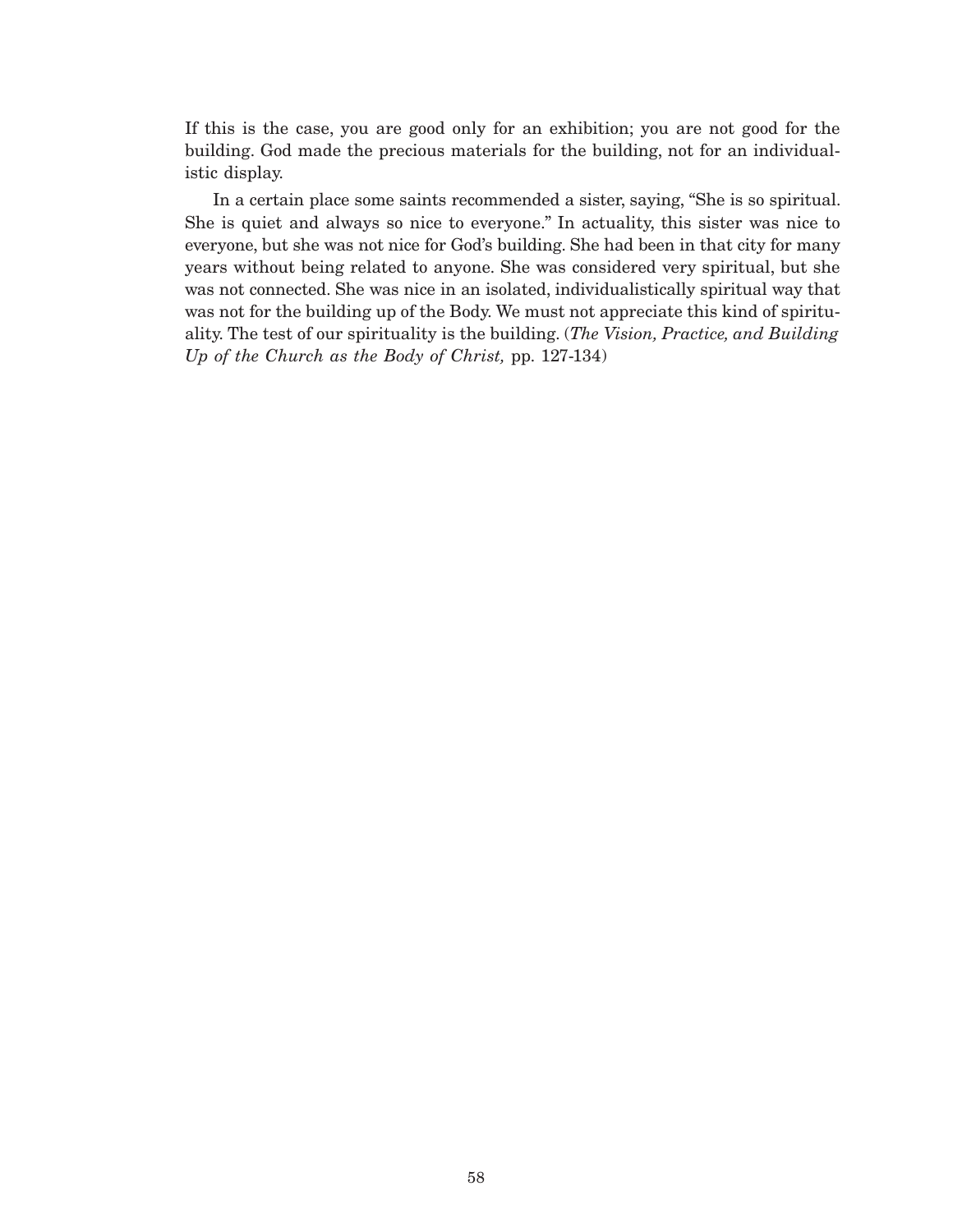If this is the case, you are good only for an exhibition; you are not good for the building. God made the precious materials for the building, not for an individualistic display.

In a certain place some saints recommended a sister, saying, "She is so spiritual. She is quiet and always so nice to everyone." In actuality, this sister was nice to everyone, but she was not nice for God's building. She had been in that city for many years without being related to anyone. She was considered very spiritual, but she was not connected. She was nice in an isolated, individualistically spiritual way that was not for the building up of the Body. We must not appreciate this kind of spirituality. The test of our spirituality is the building. (*The Vision, Practice, and Building Up of the Church as the Body of Christ,* pp. 127-134)